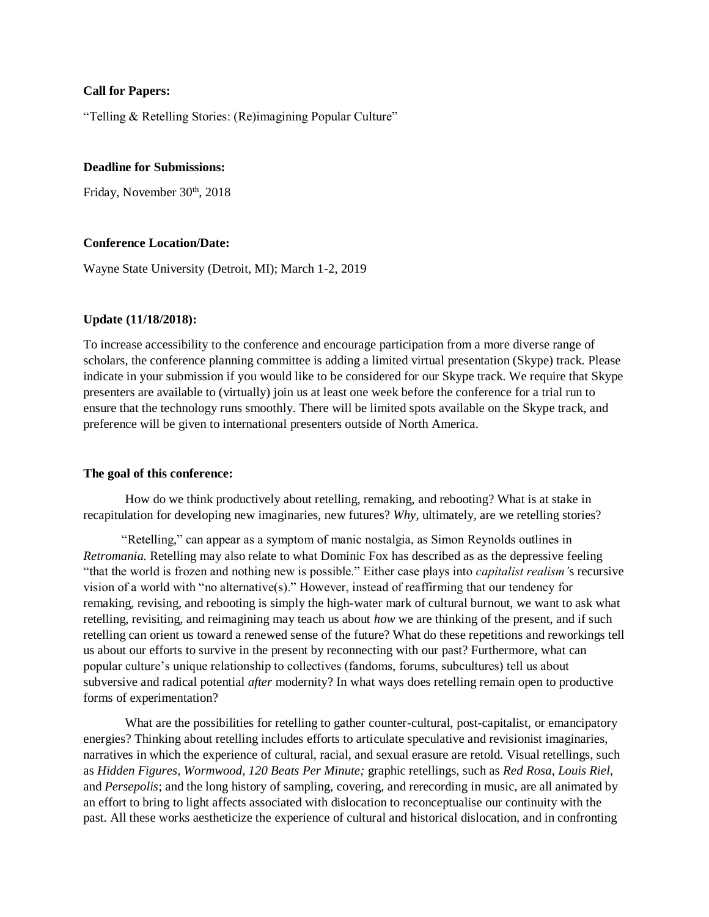**Call for Papers:**

"Telling & Retelling Stories: (Re)imagining Popular Culture"

**Deadline for Submissions:**

Friday, November 30th, 2018

**Conference Location/Date:**

Wayne State University (Detroit, MI); March 1-2, 2019

**Update (11/18/2018):**

To increase accessibility to the conference and encourage participation from a more diverse range of scholars, the conference planning committee is adding a limited virtual presentation (Skype) track. Please indicate in your submission if you would like to be considered for our Skype track. We require that Skype presenters are available to (virtually) join us at least one week before the conference for a trial run to ensure that the technology runs smoothly. There will be limited spots available on the Skype track, and preference will be given to international presenters outside of North America.

**The goal of this conference:**

How do we think productively about retelling, remaking, and rebooting? What is at stake in recapitulation for developing new imaginaries, new futures? *Why*, ultimately, are we retelling stories?

"Retelling," can appear as a symptom of manic nostalgia, as Simon Reynolds outlines in *Retromania.* Retelling may also relate to what Dominic Fox has described as as the depressive feeling "that the world is frozen and nothing new is possible." Either case plays into *capitalist realism'*s recursive vision of a world with "no alternative(s)." However, instead of reaffirming that our tendency for remaking, revising, and rebooting is simply the high-water mark of cultural burnout, we want to ask what retelling, revisiting, and reimagining may teach us about *how* we are thinking of the present, and if such retelling can orient us toward a renewed sense of the future? What do these repetitions and reworkings tell us about our efforts to survive in the present by reconnecting with our past? Furthermore, what can popular culture's unique relationship to collectives (fandoms, forums, subcultures) tell us about subversive and radical potential *after* modernity? In what ways does retelling remain open to productive forms of experimentation?

What are the possibilities for retelling to gather counter-cultural, post-capitalist, or emancipatory energies? Thinking about retelling includes efforts to articulate speculative and revisionist imaginaries, narratives in which the experience of cultural, racial, and sexual erasure are retold. Visual retellings, such as *Hidden Figures*, *Wormwood, 120 Beats Per Minute;* graphic retellings, such as *Red Rosa*, *Louis Riel*, and *Persepolis*; and the long history of sampling, covering, and rerecording in music, are all animated by an effort to bring to light affects associated with dislocation to reconceptualise our continuity with the past. All these works aestheticize the experience of cultural and historical dislocation, and in confronting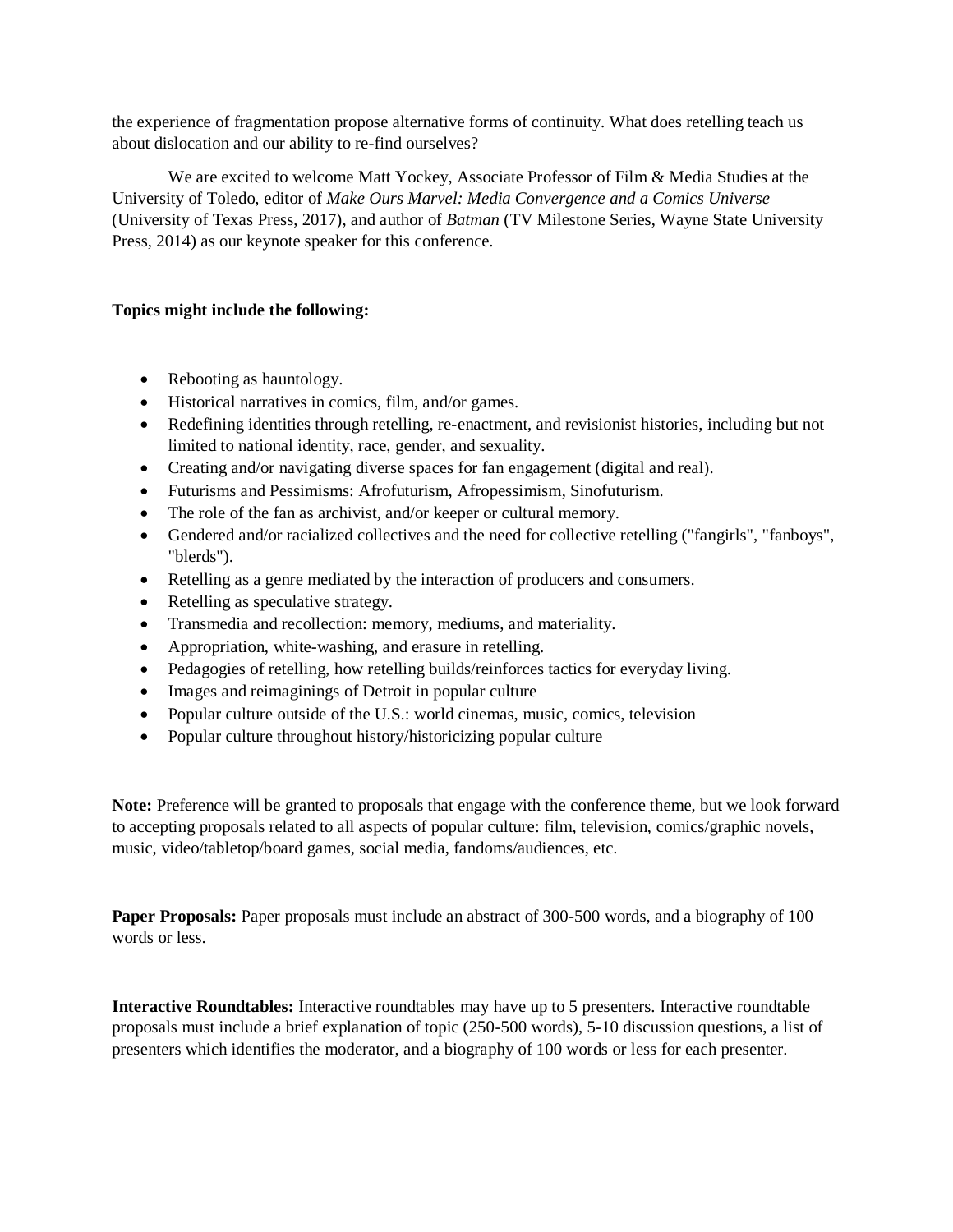the experience of fragmentation propose alternative forms of continuity. What does retelling teach us about dislocation and our ability to re-find ourselves?

We are excited to welcome Matt Yockey, Associate Professor of Film & Media Studies at the University of Toledo, editor of *Make Ours Marvel: Media Convergence and a Comics Universe* (University of Texas Press, 2017), and author of *Batman* (TV Milestone Series, Wayne State University Press, 2014) as our keynote speaker for this conference.

**Topics might include the following:**

- Rebooting as hauntology.
- Historical narratives in comics, film, and/or games.
- Redefining identities through retelling, re-enactment, and revisionist histories, including but not limited to national identity, race, gender, and sexuality.
- Creating and/or navigating diverse spaces for fan engagement (digital and real).
- Futurisms and Pessimisms: Afrofuturism, Afropessimism, Sinofuturism.
- The role of the fan as archivist, and/or keeper or cultural memory.
- Gendered and/or racialized collectives and the need for collective retelling ("fangirls", "fanboys", "blerds").
- Retelling as a genre mediated by the interaction of producers and consumers.
- Retelling as speculative strategy.
- Transmedia and recollection: memory, mediums, and materiality.
- Appropriation, white-washing, and erasure in retelling.
- Pedagogies of retelling, how retelling builds/reinforces tactics for everyday living.
- Images and reimaginings of Detroit in popular culture
- Popular culture outside of the U.S.: world cinemas, music, comics, television
- Popular culture throughout history/historicizing popular culture

**Note:** Preference will be granted to proposals that engage with the conference theme, but we look forward to accepting proposals related to all aspects of popular culture: film, television, comics/graphic novels, music, video/tabletop/board games, social media, fandoms/audiences, etc.

**Paper Proposals:** Paper proposals must include an abstract of 300-500 words, and a biography of 100 words or less.

**Interactive Roundtables:** Interactive roundtables may have up to 5 presenters. Interactive roundtable proposals must include a brief explanation of topic (250-500 words), 5-10 discussion questions, a list of presenters which identifies the moderator, and a biography of 100 words or less for each presenter.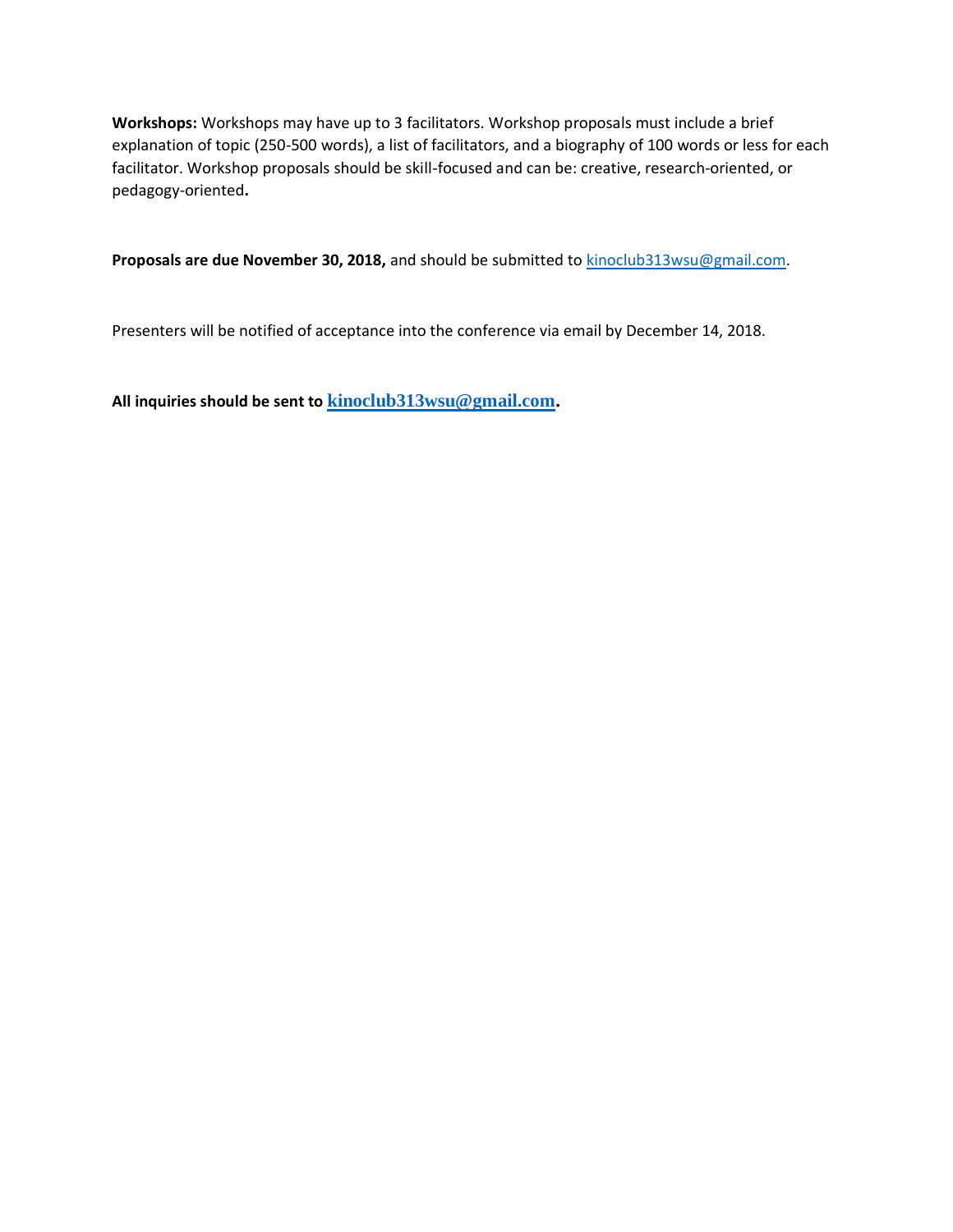**Workshops:** Workshops may have up to 3 facilitators. Workshop proposals must include a brief explanation of topic (250-500 words), a list of facilitators, and a biography of 100 words or less for each facilitator. Workshop proposals should be skill-focused and can be: creative, research-oriented, or pedagogy-oriented**.**

**Proposals are due November 30, 2018,** and should be submitted to kinoclub313wsu@gmail.com.

Presenters will be notified of acceptance into the conference via email by December 14, 2018.

**All inquiries should be sent to kinoclub313wsu@gmail.com.**